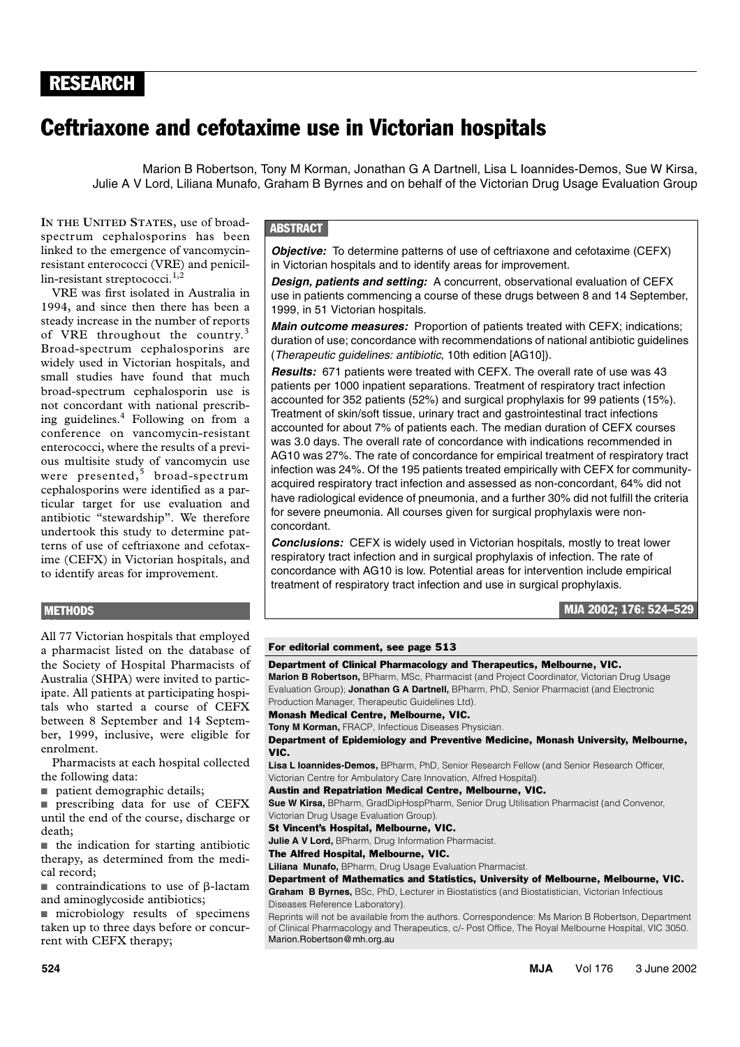RESEARCH

# Ceftriaxone and cefotaxime use in Victorian hospitals

Marion B Robertson, Tony M Korman, Jonathan G A Dartnell, Lisa L Ioannides-Demos, Sue W Kirsa, Julie A V Lord, Liliana Munafo, Graham B Byrnes and on behalf of the Victorian Drug Usage Evaluation Group

## ABSTRACT

***Objective:*** To determine patterns of use of ceftriaxone and cefotaxime (CEFX) in Victorian hospitals and to identify areas for improvement.

***Design, patients and setting:*** A concurrent, observational evaluation of CEFX use in patients commencing a course of these drugs between 8 and 14 September, 1999, in 51 Victorian hospitals.

***Main outcome measures:*** Proportion of patients treated with CEFX; indications; duration of use; concordance with recommendations of national antibiotic guidelines (*Therapeutic guidelines: antibiotic*, 10th edition [AG10]).

***Results:*** 671 patients were treated with CEFX. The overall rate of use was 43 patients per 1000 inpatient separations. Treatment of respiratory tract infection accounted for 352 patients (52%) and surgical prophylaxis for 99 patients (15%). Treatment of skin/soft tissue, urinary tract and gastrointestinal tract infections accounted for about 7% of patients each. The median duration of CEFX courses was 3.0 days. The overall rate of concordance with indications recommended in AG10 was 27%. The rate of concordance for empirical treatment of respiratory tract infection was 24%. Of the 195 patients treated empirically with CEFX for community-acquired respiratory tract infection and assessed as non-concordant, 64% did not have radiological evidence of pneumonia, and a further 30% did not fulfill the criteria for severe pneumonia. All courses given for surgical prophylaxis were non-concordant.

***Conclusions:*** CEFX is widely used in Victorian hospitals, mostly to treat lower respiratory tract infection and in surgical prophylaxis of infection. The rate of concordance with AG10 is low. Potential areas for intervention include empirical treatment of respiratory tract infection and use in surgical prophylaxis.

MJA 2002; 176: 524–529

IN THE UNITED STATES, use of broad-spectrum cephalosporins has been linked to the emergence of vancomycin-resistant enterococci (VRE) and penicillin-resistant streptococci.[1,2]

VRE was first isolated in Australia in 1994, and since then there has been a steady increase in the number of reports of VRE throughout the country.[3] Broad-spectrum cephalosporins are widely used in Victorian hospitals, and small studies have found that much broad-spectrum cephalosporin use is not concordant with national prescribing guidelines.[4] Following on from a conference on vancomycin-resistant enterococci, where the results of a previous multisite study of vancomycin use were presented,[5] broad-spectrum cephalosporins were identified as a particular target for use evaluation and antibiotic "stewardship". We therefore undertook this study to determine patterns of use of ceftriaxone and cefotaxime (CEFX) in Victorian hospitals, and to identify areas for improvement.

## METHODS

All 77 Victorian hospitals that employed a pharmacist listed on the database of the Society of Hospital Pharmacists of Australia (SHPA) were invited to participate. All patients at participating hospitals who started a course of CEFX between 8 September and 14 September, 1999, inclusive, were eligible for enrolment.

Pharmacists at each hospital collected the following data:

- patient demographic details;
- prescribing data for use of CEFX until the end of the course, discharge or death;
- the indication for starting antibiotic therapy, as determined from the medical record;
- contraindications to use of β-lactam and aminoglycoside antibiotics;
- microbiology results of specimens taken up to three days before or concurrent with CEFX therapy;

---

For editorial comment, see page 513

**Department of Clinical Pharmacology and Therapeutics, Melbourne, VIC.**
**Marion B Robertson,** BPharm, MSc, Pharmacist (and Project Coordinator, Victorian Drug Usage Evaluation Group); **Jonathan G A Dartnell,** BPharm, PhD, Senior Pharmacist (and Electronic Production Manager, Therapeutic Guidelines Ltd).
**Monash Medical Centre, Melbourne, VIC.**
**Tony M Korman,** FRACP, Infectious Diseases Physician.
**Department of Epidemiology and Preventive Medicine, Monash University, Melbourne, VIC.**
**Lisa L Ioannides-Demos,** BPharm, PhD, Senior Research Fellow (and Senior Research Officer, Victorian Centre for Ambulatory Care Innovation, Alfred Hospital).
**Austin and Repatriation Medical Centre, Melbourne, VIC.**
**Sue W Kirsa,** BPharm, GradDipHospPharm, Senior Drug Utilisation Pharmacist (and Convenor, Victorian Drug Usage Evaluation Group).
**St Vincent's Hospital, Melbourne, VIC.**
**Julie A V Lord,** BPharm, Drug Information Pharmacist.
**The Alfred Hospital, Melbourne, VIC.**
**Liliana Munafo,** BPharm, Drug Usage Evaluation Pharmacist.
**Department of Mathematics and Statistics, University of Melbourne, Melbourne, VIC.**
**Graham B Byrnes,** BSc, PhD, Lecturer in Biostatistics (and Biostatistician, Victorian Infectious Diseases Reference Laboratory).
Reprints will not be available from the authors. Correspondence: Ms Marion B Robertson, Department of Clinical Pharmacology and Therapeutics, c/- Post Office, The Royal Melbourne Hospital, VIC 3050. Marion.Robertson@mh.org.au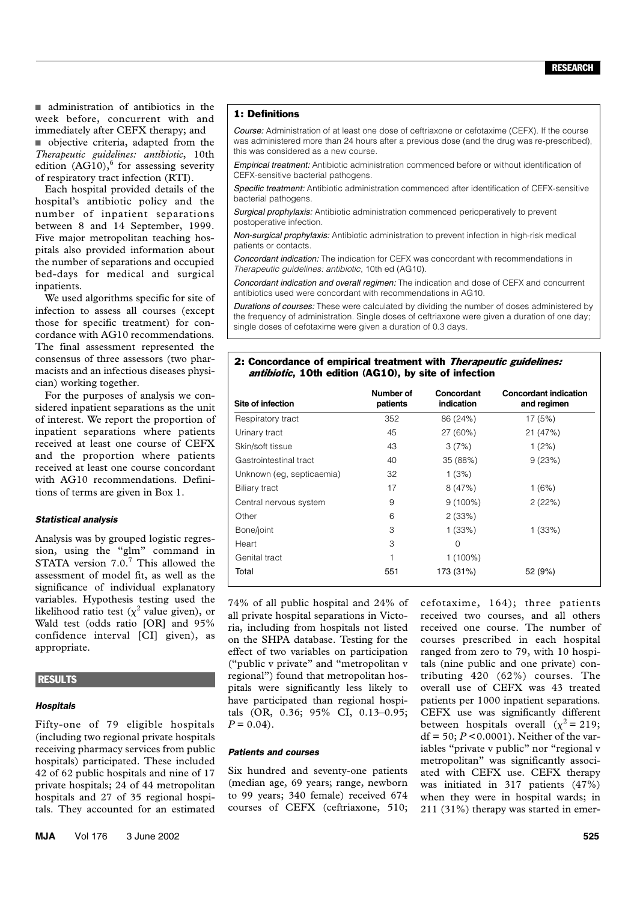- administration of antibiotics in the week before, concurrent with and immediately after CEFX therapy; and
- objective criteria, adapted from the *Therapeutic guidelines: antibiotic*, 10th edition (AG10),[6] for assessing severity of respiratory tract infection (RTI).

Each hospital provided details of the hospital's antibiotic policy and the number of inpatient separations between 8 and 14 September, 1999. Five major metropolitan teaching hospitals also provided information about the number of separations and occupied bed-days for medical and surgical inpatients.

We used algorithms specific for site of infection to assess all courses (except those for specific treatment) for concordance with AG10 recommendations. The final assessment represented the consensus of three assessors (two pharmacists and an infectious diseases physician) working together.

For the purposes of analysis we considered inpatient separations as the unit of interest. We report the proportion of inpatient separations where patients received at least one course of CEFX and the proportion where patients received at least one course concordant with AG10 recommendations. Definitions of terms are given in Box 1.

**1: Definitions**

*Course:* Administration of at least one dose of ceftriaxone or cefotaxime (CEFX). If the course was administered more than 24 hours after a previous dose (and the drug was re-prescribed), this was considered as a new course.

*Empirical treatment:* Antibiotic administration commenced before or without identification of CEFX-sensitive bacterial pathogens.

*Specific treatment:* Antibiotic administration commenced after identification of CEFX-sensitive bacterial pathogens.

*Surgical prophylaxis:* Antibiotic administration commenced perioperatively to prevent postoperative infection.

*Non-surgical prophylaxis:* Antibiotic administration to prevent infection in high-risk medical patients or contacts.

*Concordant indication:* The indication for CEFX was concordant with recommendations in *Therapeutic guidelines: antibiotic*, 10th ed (AG10).

*Concordant indication and overall regimen:* The indication and dose of CEFX and concurrent antibiotics used were concordant with recommendations in AG10.

*Durations of courses:* These were calculated by dividing the number of doses administered by the frequency of administration. Single doses of ceftriaxone were given a duration of one day; single doses of cefotaxime were given a duration of 0.3 days.

### Statistical analysis

Analysis was by grouped logistic regression, using the "glm" command in STATA version 7.0.[7] This allowed the assessment of model fit, as well as the significance of individual explanatory variables. Hypothesis testing used the likelihood ratio test ($\chi^2$ value given), or Wald test (odds ratio [OR] and 95% confidence interval [CI] given), as appropriate.

## RESULTS

### Hospitals

Fifty-one of 79 eligible hospitals (including two regional private hospitals receiving pharmacy services from public hospitals) participated. These included 42 of 62 public hospitals and nine of 17 private hospitals; 24 of 44 metropolitan hospitals and 27 of 35 regional hospitals. They accounted for an estimated 74% of all public hospital and 24% of all private hospital separations in Victoria, including from hospitals not listed on the SHPA database. Testing for the effect of two variables on participation ("public v private" and "metropolitan v regional") found that metropolitan hospitals were significantly less likely to have participated than regional hospitals (OR, 0.36; 95% CI, 0.13–0.95; $P = 0.04$).

**2: Concordance of empirical treatment with *Therapeutic guidelines: antibiotic*, 10th edition (AG10), by site of infection**

| Site of infection | Number of patients | Concordant indication | Concordant indication and regimen |
|---|---|---|---|
| Respiratory tract | 352 | 86 (24%) | 17 (5%) |
| Urinary tract | 45 | 27 (60%) | 21 (47%) |
| Skin/soft tissue | 43 | 3 (7%) | 1 (2%) |
| Gastrointestinal tract | 40 | 35 (88%) | 9 (23%) |
| Unknown (eg, septicaemia) | 32 | 1 (3%) | |
| Biliary tract | 17 | 8 (47%) | 1 (6%) |
| Central nervous system | 9 | 9 (100%) | 2 (22%) |
| Other | 6 | 2 (33%) | |
| Bone/joint | 3 | 1 (33%) | 1 (33%) |
| Heart | 3 | 0 | |
| Genital tract | 1 | 1 (100%) | |
| Total | 551 | 173 (31%) | 52 (9%) |

### Patients and courses

Six hundred and seventy-one patients (median age, 69 years; range, newborn to 99 years; 340 female) received 674 courses of CEFX (ceftriaxone, 510; cefotaxime, 164); three patients received two courses, and all others received one course. The number of courses prescribed in each hospital ranged from zero to 79, with 10 hospitals (nine public and one private) contributing 420 (62%) courses. The overall use of CEFX was 43 treated patients per 1000 inpatient separations. CEFX use was significantly different between hospitals overall ($\chi^2 = 219$; df = 50; $P < 0.0001$). Neither of the variables "private v public" nor "regional v metropolitan" was significantly associated with CEFX use. CEFX therapy was initiated in 317 patients (47%) when they were in hospital wards; in 211 (31%) therapy was started in emer-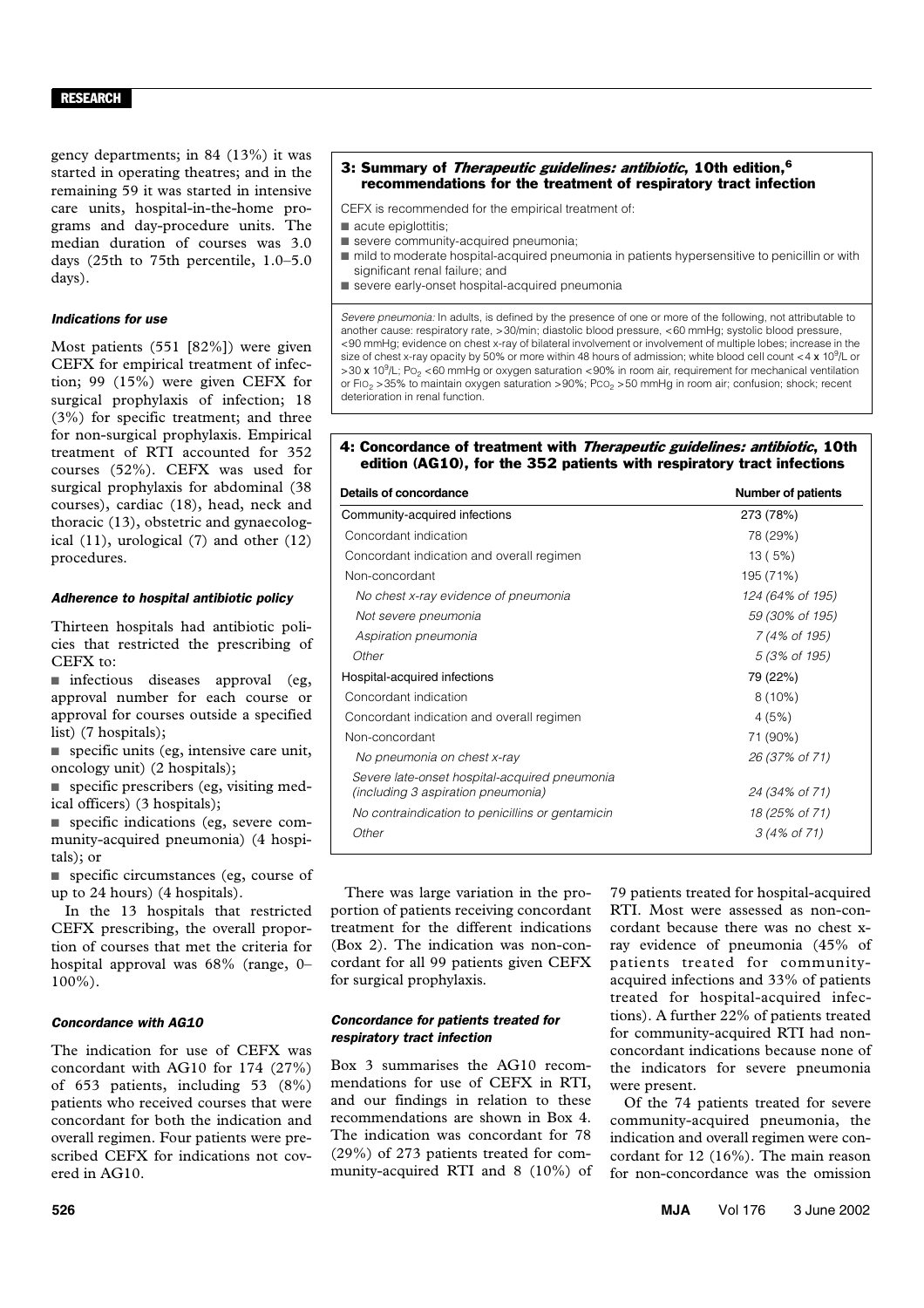gency departments; in 84 (13%) it was started in operating theatres; and in the remaining 59 it was started in intensive care units, hospital-in-the-home programs and day-procedure units. The median duration of courses was 3.0 days (25th to 75th percentile, 1.0–5.0 days).

### Indications for use

Most patients (551 [82%]) were given CEFX for empirical treatment of infection; 99 (15%) were given CEFX for surgical prophylaxis of infection; 18 (3%) for specific treatment; and three for non-surgical prophylaxis. Empirical treatment of RTI accounted for 352 courses (52%). CEFX was used for surgical prophylaxis for abdominal (38 courses), cardiac (18), head, neck and thoracic (13), obstetric and gynaecological (11), urological (7) and other (12) procedures.

### Adherence to hospital antibiotic policy

Thirteen hospitals had antibiotic policies that restricted the prescribing of CEFX to:

- infectious diseases approval (eg, approval number for each course or approval for courses outside a specified list) (7 hospitals);
- specific units (eg, intensive care unit, oncology unit) (2 hospitals);
- specific prescribers (eg, visiting medical officers) (3 hospitals);
- specific indications (eg, severe community-acquired pneumonia) (4 hospitals); or
- specific circumstances (eg, course of up to 24 hours) (4 hospitals).

In the 13 hospitals that restricted CEFX prescribing, the overall proportion of courses that met the criteria for hospital approval was 68% (range, 0–100%).

### Concordance with AG10

The indication for use of CEFX was concordant with AG10 for 174 (27%) of 653 patients, including 53 (8%) patients who received courses that were concordant for both the indication and overall regimen. Four patients were prescribed CEFX for indications not covered in AG10.

**3: Summary of *Therapeutic guidelines: antibiotic*, 10th edition,[6] recommendations for the treatment of respiratory tract infection**

CEFX is recommended for the empirical treatment of:

- acute epiglottitis;
- severe community-acquired pneumonia;
- mild to moderate hospital-acquired pneumonia in patients hypersensitive to penicillin or with significant renal failure; and
- severe early-onset hospital-acquired pneumonia

*Severe pneumonia:* In adults, is defined by the presence of one or more of the following, not attributable to another cause: respiratory rate, >30/min; diastolic blood pressure, <60 mmHg; systolic blood pressure, <90 mmHg; evidence on chest x-ray of bilateral involvement or involvement of multiple lobes; increase in the size of chest x-ray opacity by 50% or more within 48 hours of admission; white blood cell count <4 x $10^9$/L or >30 x $10^9$/L; $Po_2$ <60 mmHg or oxygen saturation <90% in room air, requirement for mechanical ventilation or $Fio_2$ >35% to maintain oxygen saturation >90%; $Pco_2$ >50 mmHg in room air; confusion; shock; recent deterioration in renal function.

**4: Concordance of treatment with *Therapeutic guidelines: antibiotic*, 10th edition (AG10), for the 352 patients with respiratory tract infections**

| Details of concordance | Number of patients |
|---|---|
| Community-acquired infections | 273 (78%) |
| Concordant indication | 78 (29%) |
| Concordant indication and overall regimen | 13 ( 5%) |
| Non-concordant | 195 (71%) |
| *No chest x-ray evidence of pneumonia* | *124 (64% of 195)* |
| *Not severe pneumonia* | *59 (30% of 195)* |
| *Aspiration pneumonia* | *7 (4% of 195)* |
| *Other* | *5 (3% of 195)* |
| Hospital-acquired infections | 79 (22%) |
| Concordant indication | 8 (10%) |
| Concordant indication and overall regimen | 4 (5%) |
| Non-concordant | 71 (90%) |
| *No pneumonia on chest x-ray* | *26 (37% of 71)* |
| *Severe late-onset hospital-acquired pneumonia (including 3 aspiration pneumonia)* | *24 (34% of 71)* |
| *No contraindication to penicillins or gentamicin* | *18 (25% of 71)* |
| *Other* | *3 (4% of 71)* |

There was large variation in the proportion of patients receiving concordant treatment for the different indications (Box 2). The indication was non-concordant for all 99 patients given CEFX for surgical prophylaxis.

### Concordance for patients treated for respiratory tract infection

Box 3 summarises the AG10 recommendations for use of CEFX in RTI, and our findings in relation to these recommendations are shown in Box 4. The indication was concordant for 78 (29%) of 273 patients treated for community-acquired RTI and 8 (10%) of 79 patients treated for hospital-acquired RTI. Most were assessed as non-concordant because there was no chest x-ray evidence of pneumonia (45% of patients treated for community-acquired infections and 33% of patients treated for hospital-acquired infections). A further 22% of patients treated for community-acquired RTI had non-concordant indications because none of the indicators for severe pneumonia were present.

Of the 74 patients treated for severe community-acquired pneumonia, the indication and overall regimen were concordant for 12 (16%). The main reason for non-concordance was the omission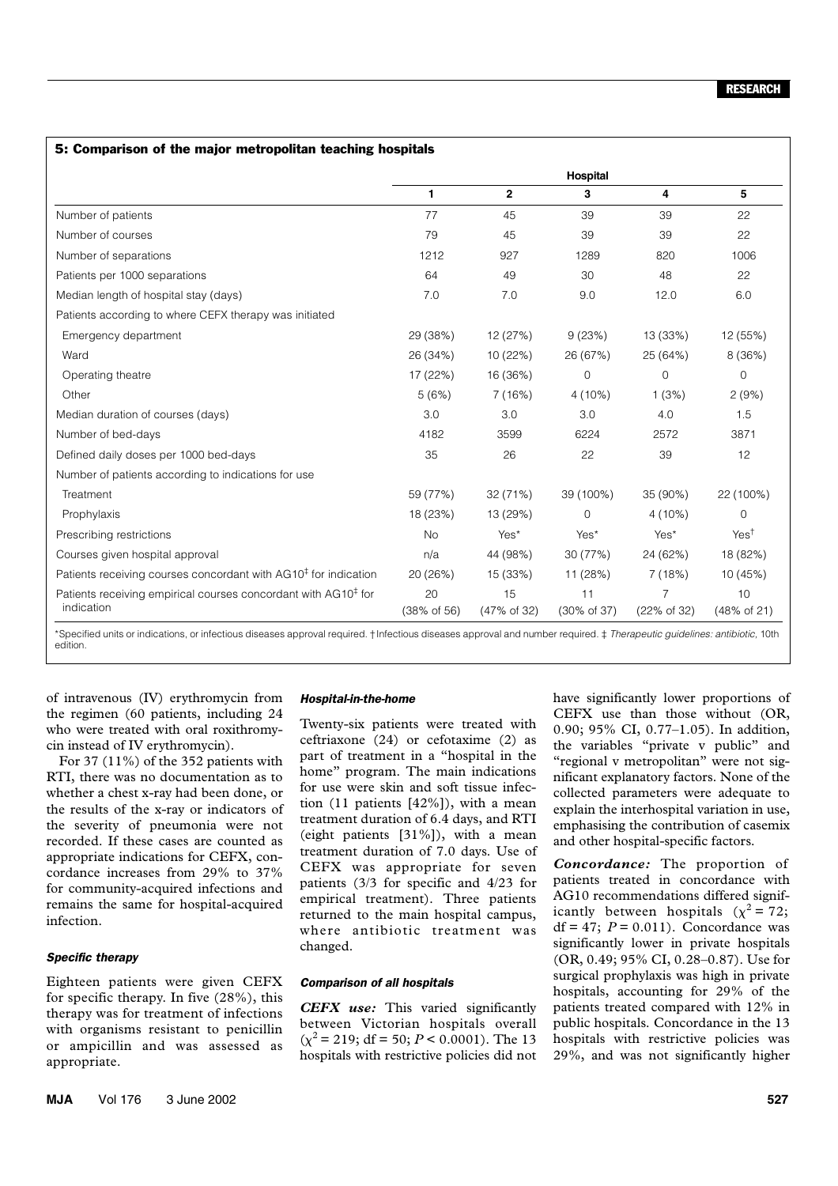**5: Comparison of the major metropolitan teaching hospitals**

| | Hospital | | | | |
|---|---|---|---|---|---|
| | 1 | 2 | 3 | 4 | 5 |
| Number of patients | 77 | 45 | 39 | 39 | 22 |
| Number of courses | 79 | 45 | 39 | 39 | 22 |
| Number of separations | 1212 | 927 | 1289 | 820 | 1006 |
| Patients per 1000 separations | 64 | 49 | 30 | 48 | 22 |
| Median length of hospital stay (days) | 7.0 | 7.0 | 9.0 | 12.0 | 6.0 |
| Patients according to where CEFX therapy was initiated | | | | | |
| Emergency department | 29 (38%) | 12 (27%) | 9 (23%) | 13 (33%) | 12 (55%) |
| Ward | 26 (34%) | 10 (22%) | 26 (67%) | 25 (64%) | 8 (36%) |
| Operating theatre | 17 (22%) | 16 (36%) | 0 | 0 | 0 |
| Other | 5 (6%) | 7 (16%) | 4 (10%) | 1 (3%) | 2 (9%) |
| Median duration of courses (days) | 3.0 | 3.0 | 3.0 | 4.0 | 1.5 |
| Number of bed-days | 4182 | 3599 | 6224 | 2572 | 3871 |
| Defined daily doses per 1000 bed-days | 35 | 26 | 22 | 39 | 12 |
| Number of patients according to indications for use | | | | | |
| Treatment | 59 (77%) | 32 (71%) | 39 (100%) | 35 (90%) | 22 (100%) |
| Prophylaxis | 18 (23%) | 13 (29%) | 0 | 4 (10%) | 0 |
| Prescribing restrictions | No | Yes* | Yes* | Yes* | Yes† |
| Courses given hospital approval | n/a | 44 (98%) | 30 (77%) | 24 (62%) | 18 (82%) |
| Patients receiving courses concordant with AG10‡ for indication | 20 (26%) | 15 (33%) | 11 (28%) | 7 (18%) | 10 (45%) |
| Patients receiving empirical courses concordant with AG10‡ for indication | 20 (38% of 56) | 15 (47% of 32) | 11 (30% of 37) | 7 (22% of 32) | 10 (48% of 21) |

*Specified units or indications, or infectious diseases approval required. † Infectious diseases approval and number required. ‡ *Therapeutic guidelines: antibiotic*, 10th edition.

of intravenous (IV) erythromycin from the regimen (60 patients, including 24 who were treated with oral roxithromycin instead of IV erythromycin).

For 37 (11%) of the 352 patients with RTI, there was no documentation as to whether a chest x-ray had been done, or the results of the x-ray or indicators of the severity of pneumonia were not recorded. If these cases are counted as appropriate indications for CEFX, concordance increases from 29% to 37% for community-acquired infections and remains the same for hospital-acquired infection.

#### *Specific therapy*

Eighteen patients were given CEFX for specific therapy. In five (28%), this therapy was for treatment of infections with organisms resistant to penicillin or ampicillin and was assessed as appropriate.

#### *Hospital-in-the-home*

Twenty-six patients were treated with ceftriaxone (24) or cefotaxime (2) as part of treatment in a "hospital in the home" program. The main indications for use were skin and soft tissue infection (11 patients [42%]), with a mean treatment duration of 6.4 days, and RTI (eight patients [31%]), with a mean treatment duration of 7.0 days. Use of CEFX was appropriate for seven patients (3/3 for specific and 4/23 for empirical treatment). Three patients returned to the main hospital campus, where antibiotic treatment was changed.

#### *Comparison of all hospitals*

***CEFX use:*** This varied significantly between Victorian hospitals overall ($\chi^2 = 219$; df = 50; $P < 0.0001$). The 13 hospitals with restrictive policies did not have significantly lower proportions of CEFX use than those without (OR, 0.90; 95% CI, 0.77–1.05). In addition, the variables "private v public" and "regional v metropolitan" were not significant explanatory factors. None of the collected parameters were adequate to explain the interhospital variation in use, emphasising the contribution of casemix and other hospital-specific factors.

***Concordance:*** The proportion of patients treated in concordance with AG10 recommendations differed significantly between hospitals ($\chi^2 = 72$; df = 47; $P = 0.011$). Concordance was significantly lower in private hospitals (OR, 0.49; 95% CI, 0.28–0.87). Use for surgical prophylaxis was high in private hospitals, accounting for 29% of the patients treated compared with 12% in public hospitals. Concordance in the 13 hospitals with restrictive policies was 29%, and was not significantly higher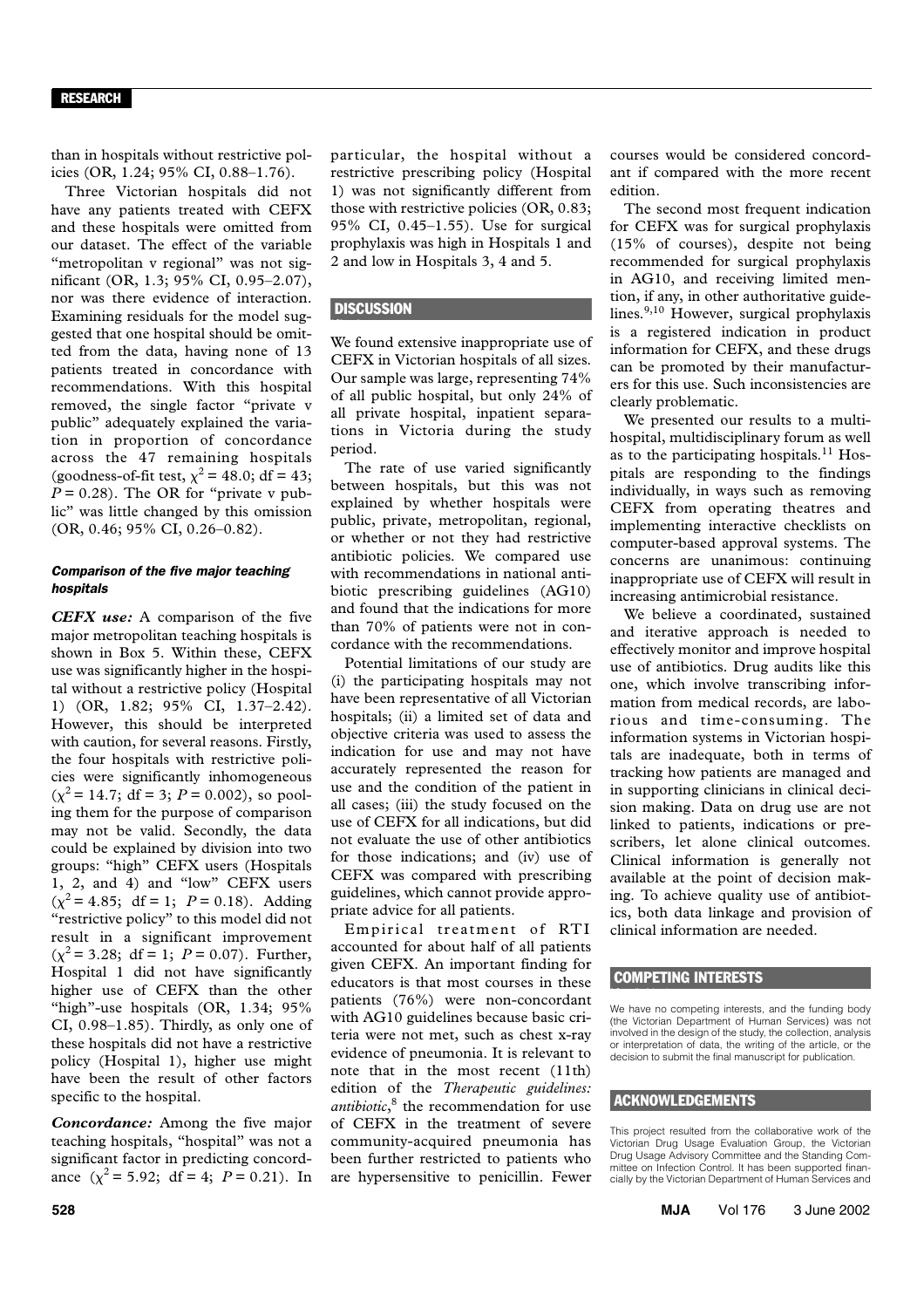than in hospitals without restrictive policies (OR, 1.24; 95% CI, 0.88–1.76).

Three Victorian hospitals did not have any patients treated with CEFX and these hospitals were omitted from our dataset. The effect of the variable "metropolitan v regional" was not significant (OR, 1.3; 95% CI, 0.95–2.07), nor was there evidence of interaction. Examining residuals for the model suggested that one hospital should be omitted from the data, having none of 13 patients treated in concordance with recommendations. With this hospital removed, the single factor "private v public" adequately explained the variation in proportion of concordance across the 47 remaining hospitals (goodness-of-fit test, $\chi^2 = 48.0$; df = 43; $P = 0.28$). The OR for "private v public" was little changed by this omission (OR, 0.46; 95% CI, 0.26–0.82).

### *Comparison of the five major teaching hospitals*

***CEFX use:*** A comparison of the five major metropolitan teaching hospitals is shown in Box 5. Within these, CEFX use was significantly higher in the hospital without a restrictive policy (Hospital 1) (OR, 1.82; 95% CI, 1.37–2.42). However, this should be interpreted with caution, for several reasons. Firstly, the four hospitals with restrictive policies were significantly inhomogeneous ($\chi^2 = 14.7$; df = 3; $P = 0.002$), so pooling them for the purpose of comparison may not be valid. Secondly, the data could be explained by division into two groups: "high" CEFX users (Hospitals 1, 2, and 4) and "low" CEFX users ($\chi^2 = 4.85$; df = 1; $P = 0.18$). Adding "restrictive policy" to this model did not result in a significant improvement ($\chi^2 = 3.28$; df = 1; $P = 0.07$). Further, Hospital 1 did not have significantly higher use of CEFX than the other "high"-use hospitals (OR, 1.34; 95% CI, 0.98–1.85). Thirdly, as only one of these hospitals did not have a restrictive policy (Hospital 1), higher use might have been the result of other factors specific to the hospital.

***Concordance:*** Among the five major teaching hospitals, "hospital" was not a significant factor in predicting concordance ($\chi^2 = 5.92$; df = 4; $P = 0.21$). In particular, the hospital without a restrictive prescribing policy (Hospital 1) was not significantly different from those with restrictive policies (OR, 0.83; 95% CI, 0.45–1.55). Use for surgical prophylaxis was high in Hospitals 1 and 2 and low in Hospitals 3, 4 and 5.

## DISCUSSION

We found extensive inappropriate use of CEFX in Victorian hospitals of all sizes. Our sample was large, representing 74% of all public hospital, but only 24% of all private hospital, inpatient separations in Victoria during the study period.

The rate of use varied significantly between hospitals, but this was not explained by whether hospitals were public, private, metropolitan, regional, or whether or not they had restrictive antibiotic policies. We compared use with recommendations in national antibiotic prescribing guidelines (AG10) and found that the indications for more than 70% of patients were not in concordance with the recommendations.

Potential limitations of our study are (i) the participating hospitals may not have been representative of all Victorian hospitals; (ii) a limited set of data and objective criteria was used to assess the indication for use and may not have accurately represented the reason for use and the condition of the patient in all cases; (iii) the study focused on the use of CEFX for all indications, but did not evaluate the use of other antibiotics for those indications; and (iv) use of CEFX was compared with prescribing guidelines, which cannot provide appropriate advice for all patients.

Empirical treatment of RTI accounted for about half of all patients given CEFX. An important finding for educators is that most courses in these patients (76%) were non-concordant with AG10 guidelines because basic criteria were not met, such as chest x-ray evidence of pneumonia. It is relevant to note that in the most recent (11th) edition of the *Therapeutic guidelines: antibiotic*,[8] the recommendation for use of CEFX in the treatment of severe community-acquired pneumonia has been further restricted to patients who are hypersensitive to penicillin. Fewer courses would be considered concordant if compared with the more recent edition.

The second most frequent indication for CEFX was for surgical prophylaxis (15% of courses), despite not being recommended for surgical prophylaxis in AG10, and receiving limited mention, if any, in other authoritative guidelines.[9,10] However, surgical prophylaxis is a registered indication in product information for CEFX, and these drugs can be promoted by their manufacturers for this use. Such inconsistencies are clearly problematic.

We presented our results to a multi-hospital, multidisciplinary forum as well as to the participating hospitals.[11] Hospitals are responding to the findings individually, in ways such as removing CEFX from operating theatres and implementing interactive checklists on computer-based approval systems. The concerns are unanimous: continuing inappropriate use of CEFX will result in increasing antimicrobial resistance.

We believe a coordinated, sustained and iterative approach is needed to effectively monitor and improve hospital use of antibiotics. Drug audits like this one, which involve transcribing information from medical records, are laborious and time-consuming. The information systems in Victorian hospitals are inadequate, both in terms of tracking how patients are managed and in supporting clinicians in clinical decision making. Data on drug use are not linked to patients, indications or prescribers, let alone clinical outcomes. Clinical information is generally not available at the point of decision making. To achieve quality use of antibiotics, both data linkage and provision of clinical information are needed.

## COMPETING INTERESTS

We have no competing interests, and the funding body (the Victorian Department of Human Services) was not involved in the design of the study, the collection, analysis or interpretation of data, the writing of the article, or the decision to submit the final manuscript for publication.

## ACKNOWLEDGEMENTS

This project resulted from the collaborative work of the Victorian Drug Usage Evaluation Group, the Victorian Drug Usage Advisory Committee and the Standing Committee on Infection Control. It has been supported financially by the Victorian Department of Human Services and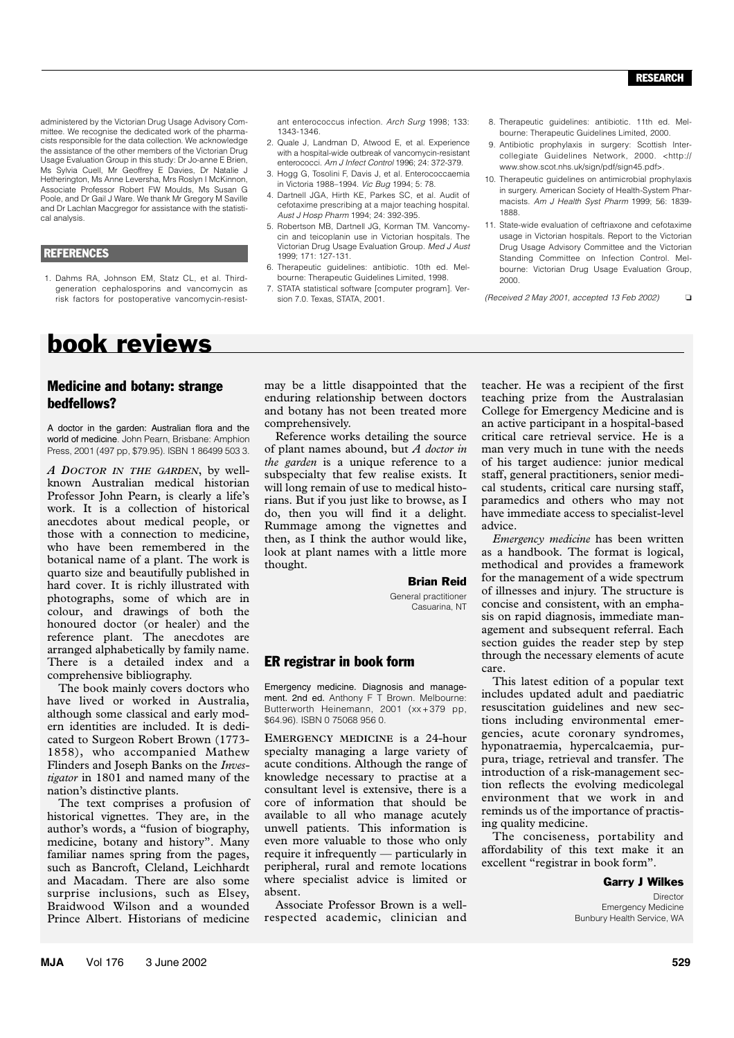administered by the Victorian Drug Usage Advisory Committee. We recognise the dedicated work of the pharmacists responsible for the data collection. We acknowledge the assistance of the other members of the Victorian Drug Usage Evaluation Group in this study: Dr Jo-anne E Brien, Ms Sylvia Cuell, Mr Geoffrey E Davies, Dr Natalie J Hetherington, Ms Anne Leversha, Mrs Roslyn I McKinnon, Associate Professor Robert FW Moulds, Ms Susan G Poole, and Dr Gail J Ware. We thank Mr Gregory M Saville and Dr Lachlan Macgregor for assistance with the statistical analysis.

## REFERENCES

1. Dahms RA, Johnson EM, Statz CL, et al. Third-generation cephalosporins and vancomycin as risk factors for postoperative vancomycin-resistant enterococcus infection. *Arch Surg* 1998; 133: 1343-1346.
2. Quale J, Landman D, Atwood E, et al. Experience with a hospital-wide outbreak of vancomycin-resistant enterococci. *Am J Infect Control* 1996; 24: 372-379.
3. Hogg G, Tosolini F, Davis J, et al. Enterococcaemia in Victoria 1988–1994. *Vic Bug* 1994; 5: 78.
4. Dartnell JGA, Hirth KE, Parkes SC, et al. Audit of cefotaxime prescribing at a major teaching hospital. *Aust J Hosp Pharm* 1994; 24: 392-395.
5. Robertson MB, Dartnell JG, Korman TM. Vancomycin and teicoplanin use in Victorian hospitals. The Victorian Drug Usage Evaluation Group. *Med J Aust* 1999; 171: 127-131.
6. Therapeutic guidelines: antibiotic. 10th ed. Melbourne: Therapeutic Guidelines Limited, 1998.
7. STATA statistical software [computer program]. Version 7.0. Texas, STATA, 2001.
8. Therapeutic guidelines: antibiotic. 11th ed. Melbourne: Therapeutic Guidelines Limited, 2000.
9. Antibiotic prophylaxis in surgery: Scottish Intercollegiate Guidelines Network, 2000. <http://www.show.scot.nhs.uk/sign/pdf/sign45.pdf>.
10. Therapeutic guidelines on antimicrobial prophylaxis in surgery. American Society of Health-System Pharmacists. *Am J Health Syst Pharm* 1999; 56: 1839-1888.
11. State-wide evaluation of ceftriaxone and cefotaxime usage in Victorian hospitals. Report to the Victorian Drug Usage Advisory Committee and the Victorian Standing Committee on Infection Control. Melbourne: Victorian Drug Usage Evaluation Group, 2000.

*(Received 2 May 2001, accepted 13 Feb 2002)*

# book reviews

## Medicine and botany: strange bedfellows?

A doctor in the garden: Australian flora and the world of medicine. John Pearn, Brisbane: Amphion Press, 2001 (497 pp, $79.95). ISBN 1 86499 503 3.

*A DOCTOR IN THE GARDEN*, by well-known Australian medical historian Professor John Pearn, is clearly a life's work. It is a collection of historical anecdotes about medical people, or those with a connection to medicine, who have been remembered in the botanical name of a plant. The work is quarto size and beautifully published in hard cover. It is richly illustrated with photographs, some of which are in colour, and drawings of both the honoured doctor (or healer) and the reference plant. The anecdotes are arranged alphabetically by family name. There is a detailed index and a comprehensive bibliography.

The book mainly covers doctors who have lived or worked in Australia, although some classical and early modern identities are included. It is dedicated to Surgeon Robert Brown (1773-1858), who accompanied Mathew Flinders and Joseph Banks on the *Investigator* in 1801 and named many of the nation's distinctive plants.

The text comprises a profusion of historical vignettes. They are, in the author's words, a "fusion of biography, medicine, botany and history". Many familiar names spring from the pages, such as Bancroft, Cleland, Leichhardt and Macadam. There are also some surprise inclusions, such as Elsey, Braidwood Wilson and a wounded Prince Albert. Historians of medicine may be a little disappointed that the enduring relationship between doctors and botany has not been treated more comprehensively.

Reference works detailing the source of plant names abound, but *A doctor in the garden* is a unique reference to a subspecialty that few realise exists. It will long remain of use to medical historians. But if you just like to browse, as I do, then you will find it a delight. Rummage among the vignettes and then, as I think the author would like, look at plant names with a little more thought.

**Brian Reid**
General practitioner
Casuarina, NT

## ER registrar in book form

Emergency medicine. Diagnosis and management. 2nd ed. Anthony F T Brown. Melbourne: Butterworth Heinemann, 2001 (xx+379 pp, $64.96). ISBN 0 75068 956 0.

EMERGENCY MEDICINE is a 24-hour specialty managing a large variety of acute conditions. Although the range of knowledge necessary to practise at a consultant level is extensive, there is a core of information that should be available to all who manage acutely unwell patients. This information is even more valuable to those who only require it infrequently — particularly in peripheral, rural and remote locations where specialist advice is limited or absent.

Associate Professor Brown is a well-respected academic, clinician and teacher. He was a recipient of the first teaching prize from the Australasian College for Emergency Medicine and is an active participant in a hospital-based critical care retrieval service. He is a man very much in tune with the needs of his target audience: junior medical staff, general practitioners, senior medical students, critical care nursing staff, paramedics and others who may not have immediate access to specialist-level advice.

*Emergency medicine* has been written as a handbook. The format is logical, methodical and provides a framework for the management of a wide spectrum of illnesses and injury. The structure is concise and consistent, with an emphasis on rapid diagnosis, immediate management and subsequent referral. Each section guides the reader step by step through the necessary elements of acute care.

This latest edition of a popular text includes updated adult and paediatric resuscitation guidelines and new sections including environmental emergencies, acute coronary syndromes, hyponatraemia, hypercalcaemia, purpura, triage, retrieval and transfer. The introduction of a risk-management section reflects the evolving medicolegal environment that we work in and reminds us of the importance of practising quality medicine.

The conciseness, portability and affordability of this text make it an excellent "registrar in book form".

**Garry J Wilkes**
Director
Emergency Medicine
Bunbury Health Service, WA